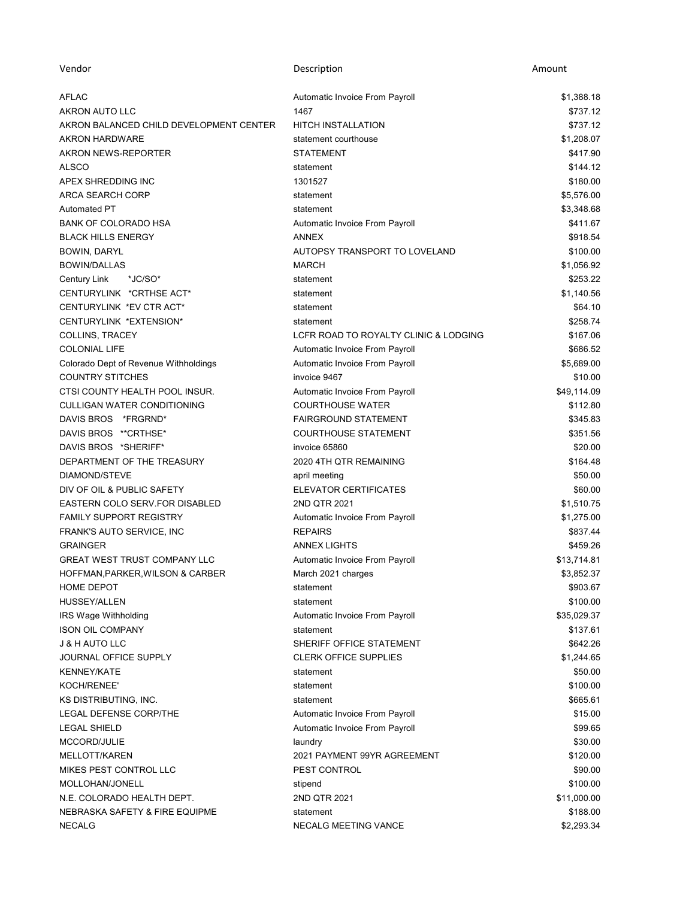| Vendor | Description | Amount |
|---|---|---|
| AFLAC | Automatic Invoice From Payroll | $1,388.18 |
| AKRON AUTO LLC | 1467 | $737.12 |
| AKRON BALANCED CHILD DEVELOPMENT CENTER | HITCH INSTALLATION | $737.12 |
| AKRON HARDWARE | statement courthouse | $1,208.07 |
| AKRON NEWS-REPORTER | STATEMENT | $417.90 |
| ALSCO | statement | $144.12 |
| APEX SHREDDING INC | 1301527 | $180.00 |
| ARCA SEARCH CORP | statement | $5,576.00 |
| Automated PT | statement | $3,348.68 |
| BANK OF COLORADO HSA | Automatic Invoice From Payroll | $411.67 |
| BLACK HILLS ENERGY | ANNEX | $918.54 |
| BOWIN, DARYL | AUTOPSY TRANSPORT TO LOVELAND | $100.00 |
| BOWIN/DALLAS | MARCH | $1,056.92 |
| Century Link *JC/SO* | statement | $253.22 |
| CENTURYLINK *CRTHSE ACT* | statement | $1,140.56 |
| CENTURYLINK *EV CTR ACT* | statement | $64.10 |
| CENTURYLINK *EXTENSION* | statement | $258.74 |
| COLLINS, TRACEY | LCFR ROAD TO ROYALTY CLINIC & LODGING | $167.06 |
| COLONIAL LIFE | Automatic Invoice From Payroll | $686.52 |
| Colorado Dept of Revenue Withholdings | Automatic Invoice From Payroll | $5,689.00 |
| COUNTRY STITCHES | invoice 9467 | $10.00 |
| CTSI COUNTY HEALTH POOL INSUR. | Automatic Invoice From Payroll | $49,114.09 |
| CULLIGAN WATER CONDITIONING | COURTHOUSE WATER | $112.80 |
| DAVIS BROS *FRGRND* | FAIRGROUND STATEMENT | $345.83 |
| DAVIS BROS **CRTHSE* | COURTHOUSE STATEMENT | $351.56 |
| DAVIS BROS *SHERIFF* | invoice 65860 | $20.00 |
| DEPARTMENT OF THE TREASURY | 2020 4TH QTR REMAINING | $164.48 |
| DIAMOND/STEVE | april meeting | $50.00 |
| DIV OF OIL & PUBLIC SAFETY | ELEVATOR CERTIFICATES | $60.00 |
| EASTERN COLO SERV.FOR DISABLED | 2ND QTR 2021 | $1,510.75 |
| FAMILY SUPPORT REGISTRY | Automatic Invoice From Payroll | $1,275.00 |
| FRANK'S AUTO SERVICE, INC | REPAIRS | $837.44 |
| GRAINGER | ANNEX LIGHTS | $459.26 |
| GREAT WEST TRUST COMPANY LLC | Automatic Invoice From Payroll | $13,714.81 |
| HOFFMAN,PARKER,WILSON & CARBER | March 2021 charges | $3,852.37 |
| HOME DEPOT | statement | $903.67 |
| HUSSEY/ALLEN | statement | $100.00 |
| IRS Wage Withholding | Automatic Invoice From Payroll | $35,029.37 |
| ISON OIL COMPANY | statement | $137.61 |
| J & H AUTO LLC | SHERIFF OFFICE STATEMENT | $642.26 |
| JOURNAL OFFICE SUPPLY | CLERK OFFICE SUPPLIES | $1,244.65 |
| KENNEY/KATE | statement | $50.00 |
| KOCH/RENEE' | statement | $100.00 |
| KS DISTRIBUTING, INC. | statement | $665.61 |
| LEGAL DEFENSE CORP/THE | Automatic Invoice From Payroll | $15.00 |
| LEGAL SHIELD | Automatic Invoice From Payroll | $99.65 |
| MCCORD/JULIE | laundry | $30.00 |
| MELLOTT/KAREN | 2021 PAYMENT 99YR AGREEMENT | $120.00 |
| MIKES PEST CONTROL LLC | PEST CONTROL | $90.00 |
| MOLLOHAN/JONELL | stipend | $100.00 |
| N.E. COLORADO HEALTH DEPT. | 2ND QTR 2021 | $11,000.00 |
| NEBRASKA SAFETY & FIRE EQUIPME | statement | $188.00 |
| NECALG | NECALG MEETING VANCE | $2,293.34 |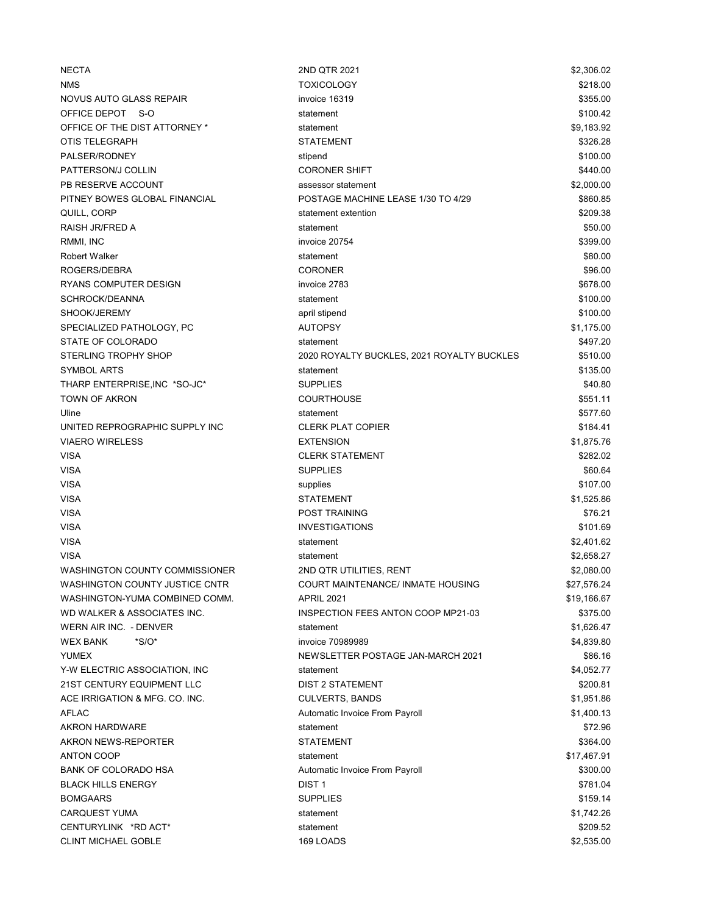| | | |
|---|---|---|
| NECTA | 2ND QTR 2021 | $2,306.02 |
| NMS | TOXICOLOGY | $218.00 |
| NOVUS AUTO GLASS REPAIR | invoice 16319 | $355.00 |
| OFFICE DEPOT S-O | statement | $100.42 |
| OFFICE OF THE DIST ATTORNEY * | statement | $9,183.92 |
| OTIS TELEGRAPH | STATEMENT | $326.28 |
| PALSER/RODNEY | stipend | $100.00 |
| PATTERSON/J COLLIN | CORONER SHIFT | $440.00 |
| PB RESERVE ACCOUNT | assessor statement | $2,000.00 |
| PITNEY BOWES GLOBAL FINANCIAL | POSTAGE MACHINE LEASE 1/30 TO 4/29 | $860.85 |
| QUILL, CORP | statement extention | $209.38 |
| RAISH JR/FRED A | statement | $50.00 |
| RMMI, INC | invoice 20754 | $399.00 |
| Robert Walker | statement | $80.00 |
| ROGERS/DEBRA | CORONER | $96.00 |
| RYANS COMPUTER DESIGN | invoice 2783 | $678.00 |
| SCHROCK/DEANNA | statement | $100.00 |
| SHOOK/JEREMY | april stipend | $100.00 |
| SPECIALIZED PATHOLOGY, PC | AUTOPSY | $1,175.00 |
| STATE OF COLORADO | statement | $497.20 |
| STERLING TROPHY SHOP | 2020 ROYALTY BUCKLES, 2021 ROYALTY BUCKLES | $510.00 |
| SYMBOL ARTS | statement | $135.00 |
| THARP ENTERPRISE,INC *SO-JC* | SUPPLIES | $40.80 |
| TOWN OF AKRON | COURTHOUSE | $551.11 |
| Uline | statement | $577.60 |
| UNITED REPROGRAPHIC SUPPLY INC | CLERK PLAT COPIER | $184.41 |
| VIAERO WIRELESS | EXTENSION | $1,875.76 |
| VISA | CLERK STATEMENT | $282.02 |
| VISA | SUPPLIES | $60.64 |
| VISA | supplies | $107.00 |
| VISA | STATEMENT | $1,525.86 |
| VISA | POST TRAINING | $76.21 |
| VISA | INVESTIGATIONS | $101.69 |
| VISA | statement | $2,401.62 |
| VISA | statement | $2,658.27 |
| WASHINGTON COUNTY COMMISSIONER | 2ND QTR UTILITIES, RENT | $2,080.00 |
| WASHINGTON COUNTY JUSTICE CNTR | COURT MAINTENANCE/ INMATE HOUSING | $27,576.24 |
| WASHINGTON-YUMA COMBINED COMM. | APRIL 2021 | $19,166.67 |
| WD WALKER & ASSOCIATES INC. | INSPECTION FEES ANTON COOP MP21-03 | $375.00 |
| WERN AIR INC. - DENVER | statement | $1,626.47 |
| WEX BANK *S/O* | invoice 70989989 | $4,839.80 |
| YUMEX | NEWSLETTER POSTAGE JAN-MARCH 2021 | $86.16 |
| Y-W ELECTRIC ASSOCIATION, INC | statement | $4,052.77 |
| 21ST CENTURY EQUIPMENT LLC | DIST 2 STATEMENT | $200.81 |
| ACE IRRIGATION & MFG. CO. INC. | CULVERTS, BANDS | $1,951.86 |
| AFLAC | Automatic Invoice From Payroll | $1,400.13 |
| AKRON HARDWARE | statement | $72.96 |
| AKRON NEWS-REPORTER | STATEMENT | $364.00 |
| ANTON COOP | statement | $17,467.91 |
| BANK OF COLORADO HSA | Automatic Invoice From Payroll | $300.00 |
| BLACK HILLS ENERGY | DIST 1 | $781.04 |
| BOMGAARS | SUPPLIES | $159.14 |
| CARQUEST YUMA | statement | $1,742.26 |
| CENTURYLINK *RD ACT* | statement | $209.52 |
| CLINT MICHAEL GOBLE | 169 LOADS | $2,535.00 |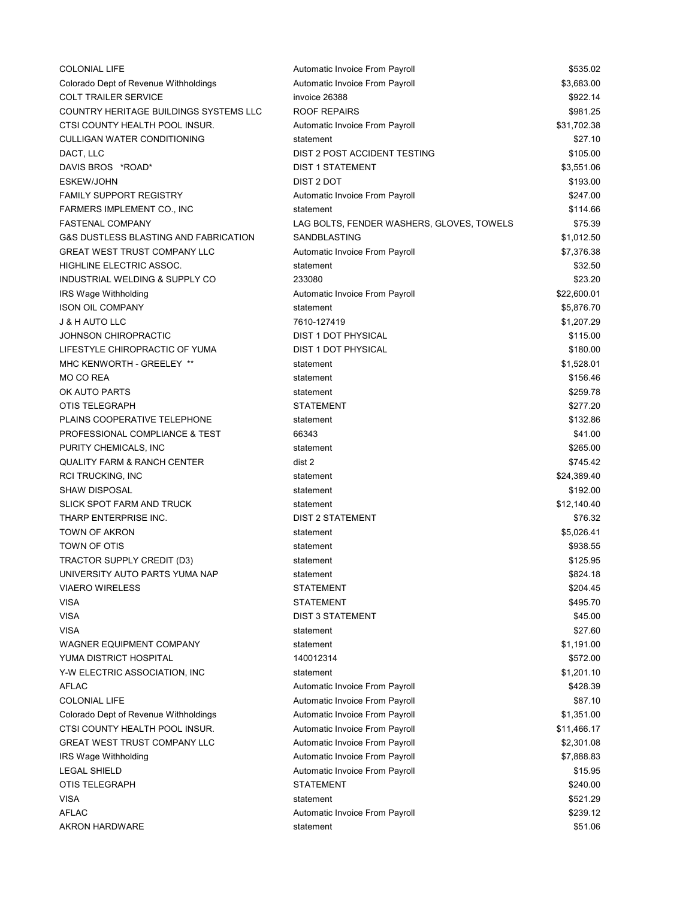| | | |
|---|---|---|
| COLONIAL LIFE | Automatic Invoice From Payroll | $535.02 |
| Colorado Dept of Revenue Withholdings | Automatic Invoice From Payroll | $3,683.00 |
| COLT TRAILER SERVICE | invoice 26388 | $922.14 |
| COUNTRY HERITAGE BUILDINGS SYSTEMS LLC | ROOF REPAIRS | $981.25 |
| CTSI COUNTY HEALTH POOL INSUR. | Automatic Invoice From Payroll | $31,702.38 |
| CULLIGAN WATER CONDITIONING | statement | $27.10 |
| DACT, LLC | DIST 2 POST ACCIDENT TESTING | $105.00 |
| DAVIS BROS *ROAD* | DIST 1 STATEMENT | $3,551.06 |
| ESKEW/JOHN | DIST 2 DOT | $193.00 |
| FAMILY SUPPORT REGISTRY | Automatic Invoice From Payroll | $247.00 |
| FARMERS IMPLEMENT CO., INC | statement | $114.66 |
| FASTENAL COMPANY | LAG BOLTS, FENDER WASHERS, GLOVES, TOWELS | $75.39 |
| G&S DUSTLESS BLASTING AND FABRICATION | SANDBLASTING | $1,012.50 |
| GREAT WEST TRUST COMPANY LLC | Automatic Invoice From Payroll | $7,376.38 |
| HIGHLINE ELECTRIC ASSOC. | statement | $32.50 |
| INDUSTRIAL WELDING & SUPPLY CO | 233080 | $23.20 |
| IRS Wage Withholding | Automatic Invoice From Payroll | $22,600.01 |
| ISON OIL COMPANY | statement | $5,876.70 |
| J & H AUTO LLC | 7610-127419 | $1,207.29 |
| JOHNSON CHIROPRACTIC | DIST 1 DOT PHYSICAL | $115.00 |
| LIFESTYLE CHIROPRACTIC OF YUMA | DIST 1 DOT PHYSICAL | $180.00 |
| MHC KENWORTH - GREELEY ** | statement | $1,528.01 |
| MO CO REA | statement | $156.46 |
| OK AUTO PARTS | statement | $259.78 |
| OTIS TELEGRAPH | STATEMENT | $277.20 |
| PLAINS COOPERATIVE TELEPHONE | statement | $132.86 |
| PROFESSIONAL COMPLIANCE & TEST | 66343 | $41.00 |
| PURITY CHEMICALS, INC | statement | $265.00 |
| QUALITY FARM & RANCH CENTER | dist 2 | $745.42 |
| RCI TRUCKING, INC | statement | $24,389.40 |
| SHAW DISPOSAL | statement | $192.00 |
| SLICK SPOT FARM AND TRUCK | statement | $12,140.40 |
| THARP ENTERPRISE INC. | DIST 2 STATEMENT | $76.32 |
| TOWN OF AKRON | statement | $5,026.41 |
| TOWN OF OTIS | statement | $938.55 |
| TRACTOR SUPPLY CREDIT (D3) | statement | $125.95 |
| UNIVERSITY AUTO PARTS YUMA NAP | statement | $824.18 |
| VIAERO WIRELESS | STATEMENT | $204.45 |
| VISA | STATEMENT | $495.70 |
| VISA | DIST 3 STATEMENT | $45.00 |
| VISA | statement | $27.60 |
| WAGNER EQUIPMENT COMPANY | statement | $1,191.00 |
| YUMA DISTRICT HOSPITAL | 140012314 | $572.00 |
| Y-W ELECTRIC ASSOCIATION, INC | statement | $1,201.10 |
| AFLAC | Automatic Invoice From Payroll | $428.39 |
| COLONIAL LIFE | Automatic Invoice From Payroll | $87.10 |
| Colorado Dept of Revenue Withholdings | Automatic Invoice From Payroll | $1,351.00 |
| CTSI COUNTY HEALTH POOL INSUR. | Automatic Invoice From Payroll | $11,466.17 |
| GREAT WEST TRUST COMPANY LLC | Automatic Invoice From Payroll | $2,301.08 |
| IRS Wage Withholding | Automatic Invoice From Payroll | $7,888.83 |
| LEGAL SHIELD | Automatic Invoice From Payroll | $15.95 |
| OTIS TELEGRAPH | STATEMENT | $240.00 |
| VISA | statement | $521.29 |
| AFLAC | Automatic Invoice From Payroll | $239.12 |
| AKRON HARDWARE | statement | $51.06 |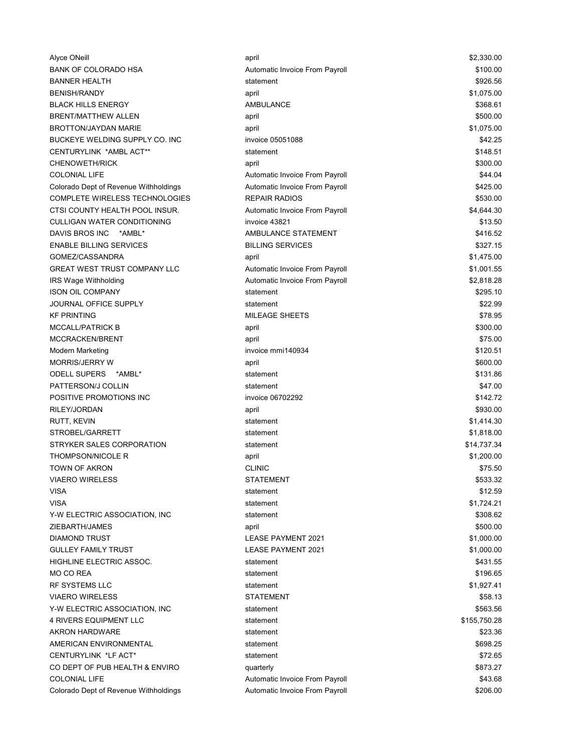| | | |
|---|---|---|
| Alyce ONeill | april | $2,330.00 |
| BANK OF COLORADO HSA | Automatic Invoice From Payroll | $100.00 |
| BANNER HEALTH | statement | $926.56 |
| BENISH/RANDY | april | $1,075.00 |
| BLACK HILLS ENERGY | AMBULANCE | $368.61 |
| BRENT/MATTHEW ALLEN | april | $500.00 |
| BROTTON/JAYDAN MARIE | april | $1,075.00 |
| BUCKEYE WELDING SUPPLY CO. INC | invoice 05051088 | $42.25 |
| CENTURYLINK *AMBL ACT** | statement | $148.51 |
| CHENOWETH/RICK | april | $300.00 |
| COLONIAL LIFE | Automatic Invoice From Payroll | $44.04 |
| Colorado Dept of Revenue Withholdings | Automatic Invoice From Payroll | $425.00 |
| COMPLETE WIRELESS TECHNOLOGIES | REPAIR RADIOS | $530.00 |
| CTSI COUNTY HEALTH POOL INSUR. | Automatic Invoice From Payroll | $4,644.30 |
| CULLIGAN WATER CONDITIONING | invoice 43821 | $13.50 |
| DAVIS BROS INC *AMBL* | AMBULANCE STATEMENT | $416.52 |
| ENABLE BILLING SERVICES | BILLING SERVICES | $327.15 |
| GOMEZ/CASSANDRA | april | $1,475.00 |
| GREAT WEST TRUST COMPANY LLC | Automatic Invoice From Payroll | $1,001.55 |
| IRS Wage Withholding | Automatic Invoice From Payroll | $2,818.28 |
| ISON OIL COMPANY | statement | $295.10 |
| JOURNAL OFFICE SUPPLY | statement | $22.99 |
| KF PRINTING | MILEAGE SHEETS | $78.95 |
| MCCALL/PATRICK B | april | $300.00 |
| MCCRACKEN/BRENT | april | $75.00 |
| Modern Marketing | invoice mmi140934 | $120.51 |
| MORRIS/JERRY W | april | $600.00 |
| ODELL SUPERS *AMBL* | statement | $131.86 |
| PATTERSON/J COLLIN | statement | $47.00 |
| POSITIVE PROMOTIONS INC | invoice 06702292 | $142.72 |
| RILEY/JORDAN | april | $930.00 |
| RUTT, KEVIN | statement | $1,414.30 |
| STROBEL/GARRETT | statement | $1,818.00 |
| STRYKER SALES CORPORATION | statement | $14,737.34 |
| THOMPSON/NICOLE R | april | $1,200.00 |
| TOWN OF AKRON | CLINIC | $75.50 |
| VIAERO WIRELESS | STATEMENT | $533.32 |
| VISA | statement | $12.59 |
| VISA | statement | $1,724.21 |
| Y-W ELECTRIC ASSOCIATION, INC | statement | $308.62 |
| ZIEBARTH/JAMES | april | $500.00 |
| DIAMOND TRUST | LEASE PAYMENT 2021 | $1,000.00 |
| GULLEY FAMILY TRUST | LEASE PAYMENT 2021 | $1,000.00 |
| HIGHLINE ELECTRIC ASSOC. | statement | $431.55 |
| MO CO REA | statement | $196.65 |
| RF SYSTEMS LLC | statement | $1,927.41 |
| VIAERO WIRELESS | STATEMENT | $58.13 |
| Y-W ELECTRIC ASSOCIATION, INC | statement | $563.56 |
| 4 RIVERS EQUIPMENT LLC | statement | $155,750.28 |
| AKRON HARDWARE | statement | $23.36 |
| AMERICAN ENVIRONMENTAL | statement | $698.25 |
| CENTURYLINK *LF ACT* | statement | $72.65 |
| CO DEPT OF PUB HEALTH & ENVIRO | quarterly | $873.27 |
| COLONIAL LIFE | Automatic Invoice From Payroll | $43.68 |
| Colorado Dept of Revenue Withholdings | Automatic Invoice From Payroll | $206.00 |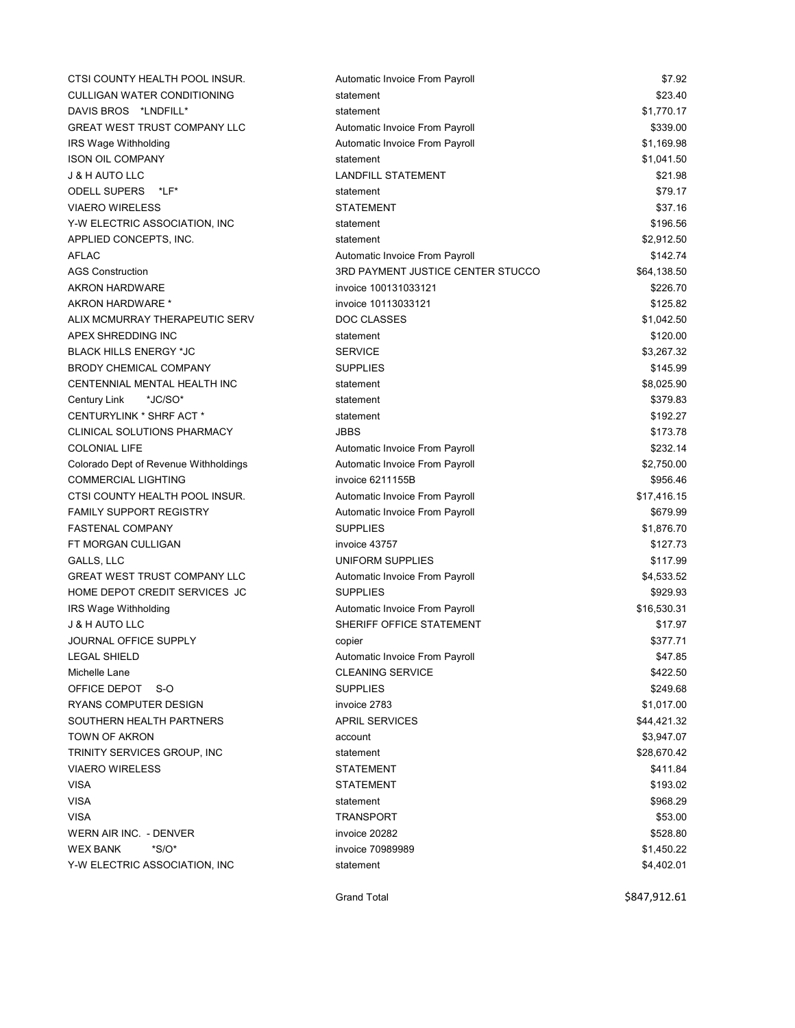| | | |
|---|---|---|
| CTSI COUNTY HEALTH POOL INSUR. | Automatic Invoice From Payroll | $7.92 |
| CULLIGAN WATER CONDITIONING | statement | $23.40 |
| DAVIS BROS *LNDFILL* | statement | $1,770.17 |
| GREAT WEST TRUST COMPANY LLC | Automatic Invoice From Payroll | $339.00 |
| IRS Wage Withholding | Automatic Invoice From Payroll | $1,169.98 |
| ISON OIL COMPANY | statement | $1,041.50 |
| J & H AUTO LLC | LANDFILL STATEMENT | $21.98 |
| ODELL SUPERS *LF* | statement | $79.17 |
| VIAERO WIRELESS | STATEMENT | $37.16 |
| Y-W ELECTRIC ASSOCIATION, INC | statement | $196.56 |
| APPLIED CONCEPTS, INC. | statement | $2,912.50 |
| AFLAC | Automatic Invoice From Payroll | $142.74 |
| AGS Construction | 3RD PAYMENT JUSTICE CENTER STUCCO | $64,138.50 |
| AKRON HARDWARE | invoice 100131033121 | $226.70 |
| AKRON HARDWARE * | invoice 10113033121 | $125.82 |
| ALIX MCMURRAY THERAPEUTIC SERV | DOC CLASSES | $1,042.50 |
| APEX SHREDDING INC | statement | $120.00 |
| BLACK HILLS ENERGY *JC | SERVICE | $3,267.32 |
| BRODY CHEMICAL COMPANY | SUPPLIES | $145.99 |
| CENTENNIAL MENTAL HEALTH INC | statement | $8,025.90 |
| Century Link *JC/SO* | statement | $379.83 |
| CENTURYLINK * SHRF ACT * | statement | $192.27 |
| CLINICAL SOLUTIONS PHARMACY | JBBS | $173.78 |
| COLONIAL LIFE | Automatic Invoice From Payroll | $232.14 |
| Colorado Dept of Revenue Withholdings | Automatic Invoice From Payroll | $2,750.00 |
| COMMERCIAL LIGHTING | invoice 6211155B | $956.46 |
| CTSI COUNTY HEALTH POOL INSUR. | Automatic Invoice From Payroll | $17,416.15 |
| FAMILY SUPPORT REGISTRY | Automatic Invoice From Payroll | $679.99 |
| FASTENAL COMPANY | SUPPLIES | $1,876.70 |
| FT MORGAN CULLIGAN | invoice 43757 | $127.73 |
| GALLS, LLC | UNIFORM SUPPLIES | $117.99 |
| GREAT WEST TRUST COMPANY LLC | Automatic Invoice From Payroll | $4,533.52 |
| HOME DEPOT CREDIT SERVICES JC | SUPPLIES | $929.93 |
| IRS Wage Withholding | Automatic Invoice From Payroll | $16,530.31 |
| J & H AUTO LLC | SHERIFF OFFICE STATEMENT | $17.97 |
| JOURNAL OFFICE SUPPLY | copier | $377.71 |
| LEGAL SHIELD | Automatic Invoice From Payroll | $47.85 |
| Michelle Lane | CLEANING SERVICE | $422.50 |
| OFFICE DEPOT S-O | SUPPLIES | $249.68 |
| RYANS COMPUTER DESIGN | invoice 2783 | $1,017.00 |
| SOUTHERN HEALTH PARTNERS | APRIL SERVICES | $44,421.32 |
| TOWN OF AKRON | account | $3,947.07 |
| TRINITY SERVICES GROUP, INC | statement | $28,670.42 |
| VIAERO WIRELESS | STATEMENT | $411.84 |
| VISA | STATEMENT | $193.02 |
| VISA | statement | $968.29 |
| VISA | TRANSPORT | $53.00 |
| WERN AIR INC. - DENVER | invoice 20282 | $528.80 |
| WEX BANK *S/O* | invoice 70989989 | $1,450.22 |
| Y-W ELECTRIC ASSOCIATION, INC | statement | $4,402.01 |
| | Grand Total | $847,912.61 |